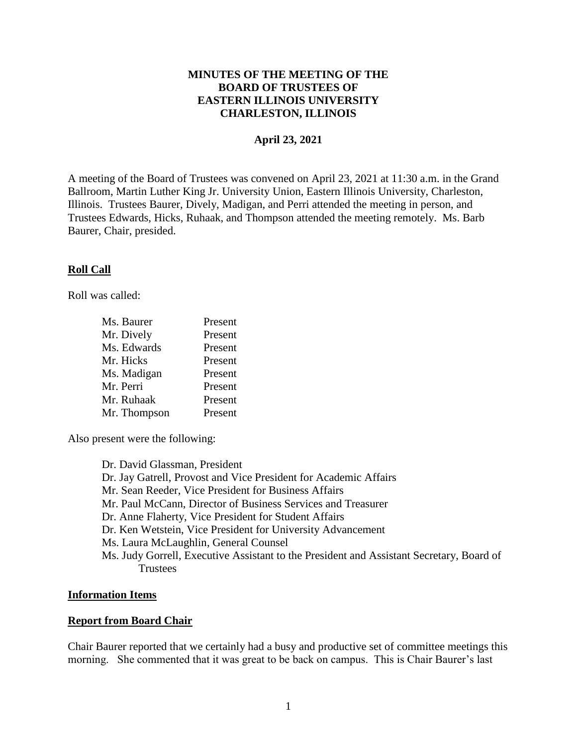**MINUTES OF THE MEETING OF THE BOARD OF TRUSTEES OF EASTERN ILLINOIS UNIVERSITY CHARLESTON, ILLINOIS**

**April 23, 2021**

A meeting of the Board of Trustees was convened on April 23, 2021 at 11:30 a.m. in the Grand Ballroom, Martin Luther King Jr. University Union, Eastern Illinois University, Charleston, Illinois. Trustees Baurer, Dively, Madigan, and Perri attended the meeting in person, and Trustees Edwards, Hicks, Ruhaak, and Thompson attended the meeting remotely. Ms. Barb Baurer, Chair, presided.

## Roll Call

Roll was called:

| | |
|---|---|
| Ms. Baurer | Present |
| Mr. Dively | Present |
| Ms. Edwards | Present |
| Mr. Hicks | Present |
| Ms. Madigan | Present |
| Mr. Perri | Present |
| Mr. Ruhaak | Present |
| Mr. Thompson | Present |

Also present were the following:

- Dr. David Glassman, President
- Dr. Jay Gatrell, Provost and Vice President for Academic Affairs
- Mr. Sean Reeder, Vice President for Business Affairs
- Mr. Paul McCann, Director of Business Services and Treasurer
- Dr. Anne Flaherty, Vice President for Student Affairs
- Dr. Ken Wetstein, Vice President for University Advancement
- Ms. Laura McLaughlin, General Counsel
- Ms. Judy Gorrell, Executive Assistant to the President and Assistant Secretary, Board of Trustees

## Information Items

## Report from Board Chair

Chair Baurer reported that we certainly had a busy and productive set of committee meetings this morning. She commented that it was great to be back on campus. This is Chair Baurer's last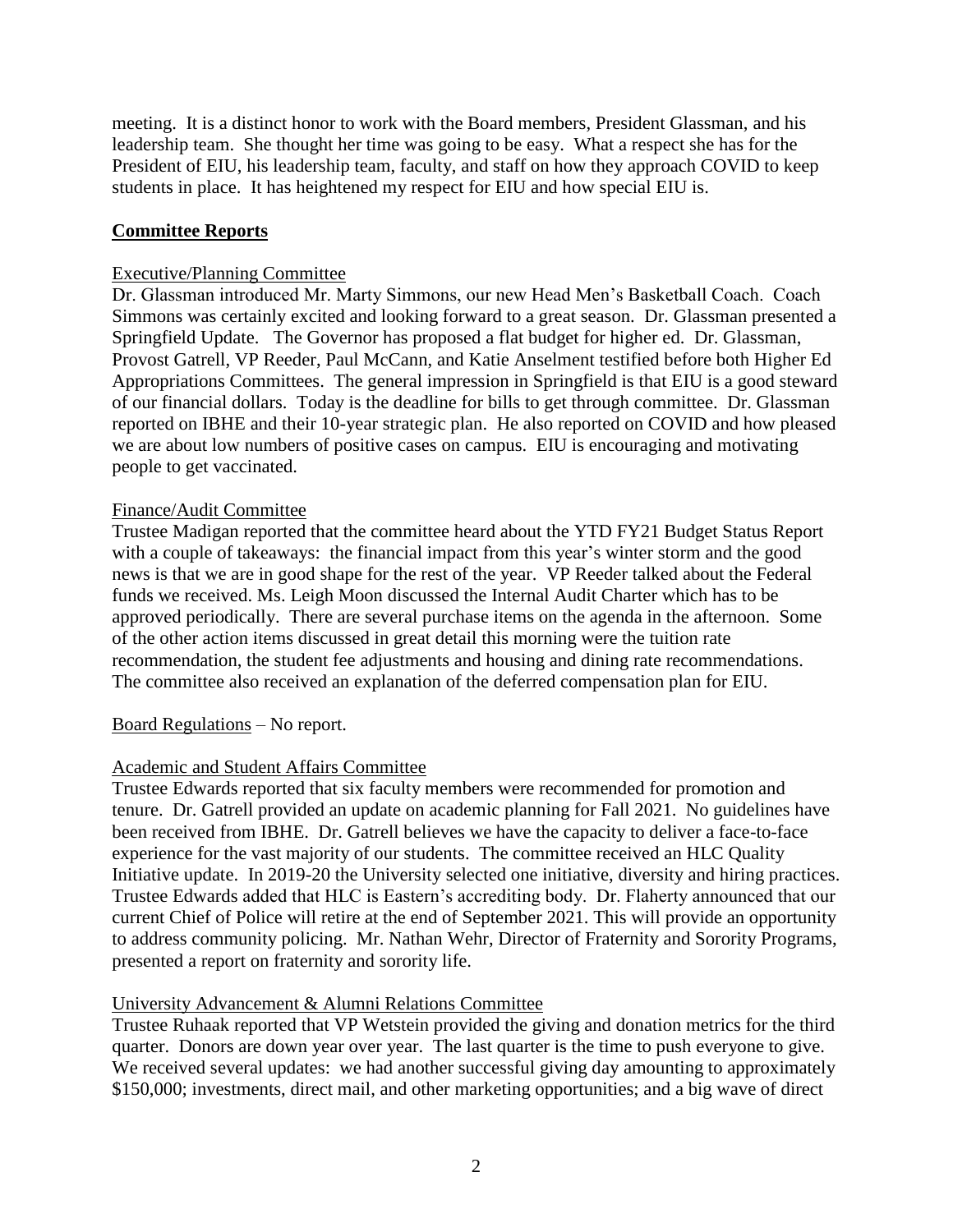meeting. It is a distinct honor to work with the Board members, President Glassman, and his leadership team. She thought her time was going to be easy. What a respect she has for the President of EIU, his leadership team, faculty, and staff on how they approach COVID to keep students in place. It has heightened my respect for EIU and how special EIU is.

## Committee Reports

### Executive/Planning Committee

Dr. Glassman introduced Mr. Marty Simmons, our new Head Men's Basketball Coach. Coach Simmons was certainly excited and looking forward to a great season. Dr. Glassman presented a Springfield Update. The Governor has proposed a flat budget for higher ed. Dr. Glassman, Provost Gatrell, VP Reeder, Paul McCann, and Katie Anselment testified before both Higher Ed Appropriations Committees. The general impression in Springfield is that EIU is a good steward of our financial dollars. Today is the deadline for bills to get through committee. Dr. Glassman reported on IBHE and their 10-year strategic plan. He also reported on COVID and how pleased we are about low numbers of positive cases on campus. EIU is encouraging and motivating people to get vaccinated.

### Finance/Audit Committee

Trustee Madigan reported that the committee heard about the YTD FY21 Budget Status Report with a couple of takeaways: the financial impact from this year's winter storm and the good news is that we are in good shape for the rest of the year. VP Reeder talked about the Federal funds we received. Ms. Leigh Moon discussed the Internal Audit Charter which has to be approved periodically. There are several purchase items on the agenda in the afternoon. Some of the other action items discussed in great detail this morning were the tuition rate recommendation, the student fee adjustments and housing and dining rate recommendations. The committee also received an explanation of the deferred compensation plan for EIU.

Board Regulations – No report.

### Academic and Student Affairs Committee

Trustee Edwards reported that six faculty members were recommended for promotion and tenure. Dr. Gatrell provided an update on academic planning for Fall 2021. No guidelines have been received from IBHE. Dr. Gatrell believes we have the capacity to deliver a face-to-face experience for the vast majority of our students. The committee received an HLC Quality Initiative update. In 2019-20 the University selected one initiative, diversity and hiring practices. Trustee Edwards added that HLC is Eastern's accrediting body. Dr. Flaherty announced that our current Chief of Police will retire at the end of September 2021. This will provide an opportunity to address community policing. Mr. Nathan Wehr, Director of Fraternity and Sorority Programs, presented a report on fraternity and sorority life.

### University Advancement & Alumni Relations Committee

Trustee Ruhaak reported that VP Wetstein provided the giving and donation metrics for the third quarter. Donors are down year over year. The last quarter is the time to push everyone to give. We received several updates: we had another successful giving day amounting to approximately $150,000; investments, direct mail, and other marketing opportunities; and a big wave of direct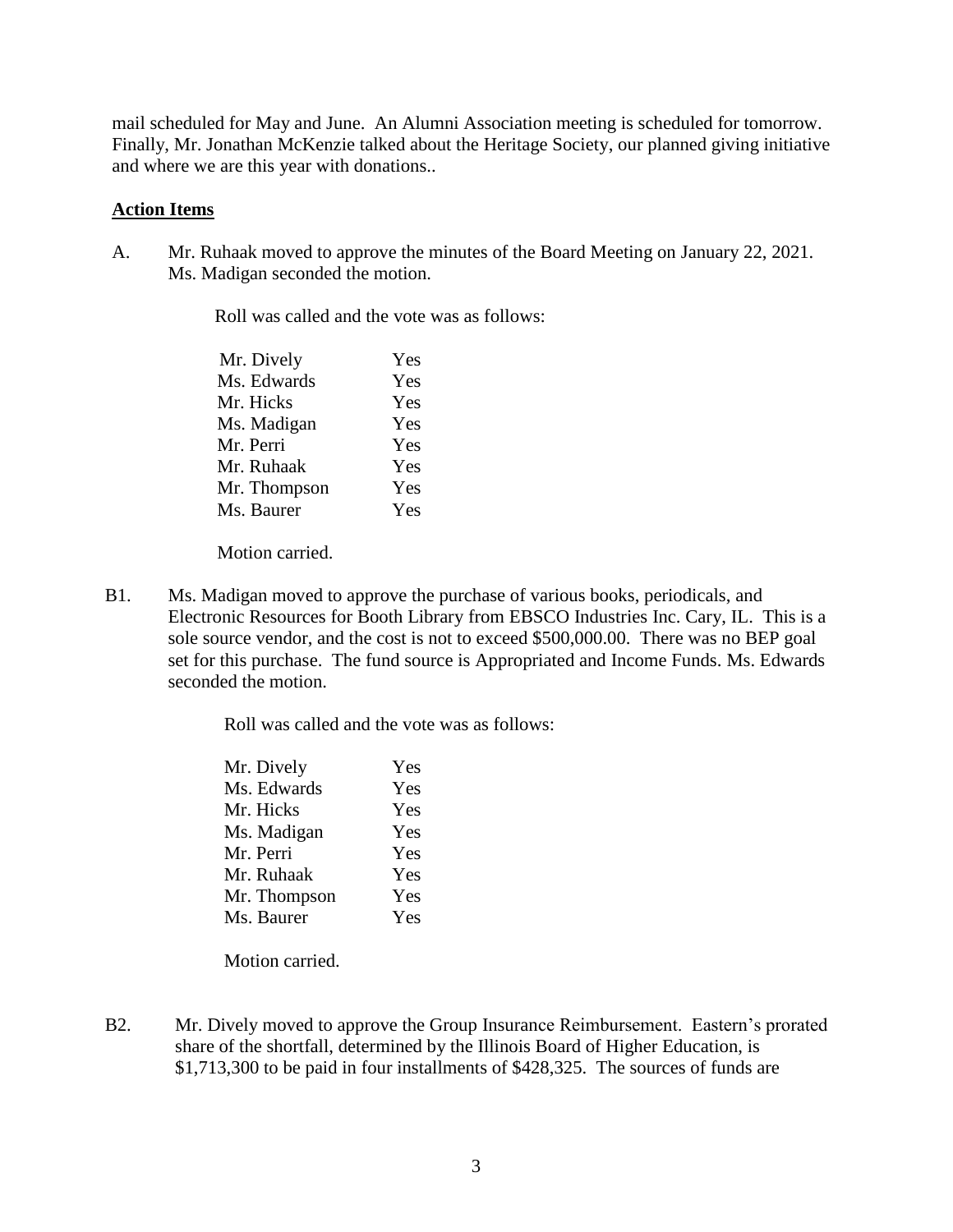mail scheduled for May and June. An Alumni Association meeting is scheduled for tomorrow. Finally, Mr. Jonathan McKenzie talked about the Heritage Society, our planned giving initiative and where we are this year with donations..

**Action Items**

A. Mr. Ruhaak moved to approve the minutes of the Board Meeting on January 22, 2021. Ms. Madigan seconded the motion.

Roll was called and the vote was as follows:

| | |
|---|---|
| Mr. Dively | Yes |
| Ms. Edwards | Yes |
| Mr. Hicks | Yes |
| Ms. Madigan | Yes |
| Mr. Perri | Yes |
| Mr. Ruhaak | Yes |
| Mr. Thompson | Yes |
| Ms. Baurer | Yes |

Motion carried.

B1. Ms. Madigan moved to approve the purchase of various books, periodicals, and Electronic Resources for Booth Library from EBSCO Industries Inc. Cary, IL. This is a sole source vendor, and the cost is not to exceed $500,000.00. There was no BEP goal set for this purchase. The fund source is Appropriated and Income Funds. Ms. Edwards seconded the motion.

Roll was called and the vote was as follows:

| | |
|---|---|
| Mr. Dively | Yes |
| Ms. Edwards | Yes |
| Mr. Hicks | Yes |
| Ms. Madigan | Yes |
| Mr. Perri | Yes |
| Mr. Ruhaak | Yes |
| Mr. Thompson | Yes |
| Ms. Baurer | Yes |

Motion carried.

B2. Mr. Dively moved to approve the Group Insurance Reimbursement. Eastern's prorated share of the shortfall, determined by the Illinois Board of Higher Education, is $1,713,300 to be paid in four installments of $428,325. The sources of funds are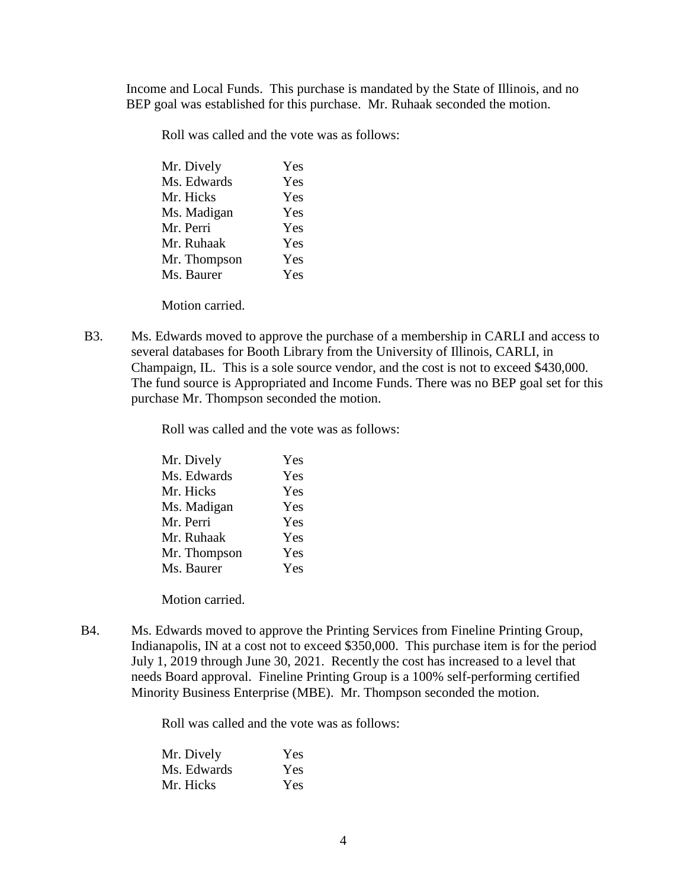Income and Local Funds. This purchase is mandated by the State of Illinois, and no BEP goal was established for this purchase. Mr. Ruhaak seconded the motion.

Roll was called and the vote was as follows:

| | |
|---|---|
| Mr. Dively | Yes |
| Ms. Edwards | Yes |
| Mr. Hicks | Yes |
| Ms. Madigan | Yes |
| Mr. Perri | Yes |
| Mr. Ruhaak | Yes |
| Mr. Thompson | Yes |
| Ms. Baurer | Yes |

Motion carried.

B3. Ms. Edwards moved to approve the purchase of a membership in CARLI and access to several databases for Booth Library from the University of Illinois, CARLI, in Champaign, IL. This is a sole source vendor, and the cost is not to exceed $430,000. The fund source is Appropriated and Income Funds. There was no BEP goal set for this purchase Mr. Thompson seconded the motion.

Roll was called and the vote was as follows:

| | |
|---|---|
| Mr. Dively | Yes |
| Ms. Edwards | Yes |
| Mr. Hicks | Yes |
| Ms. Madigan | Yes |
| Mr. Perri | Yes |
| Mr. Ruhaak | Yes |
| Mr. Thompson | Yes |
| Ms. Baurer | Yes |

Motion carried.

B4. Ms. Edwards moved to approve the Printing Services from Fineline Printing Group, Indianapolis, IN at a cost not to exceed $350,000. This purchase item is for the period July 1, 2019 through June 30, 2021. Recently the cost has increased to a level that needs Board approval. Fineline Printing Group is a 100% self-performing certified Minority Business Enterprise (MBE). Mr. Thompson seconded the motion.

Roll was called and the vote was as follows:

| | |
|---|---|
| Mr. Dively | Yes |
| Ms. Edwards | Yes |
| Mr. Hicks | Yes |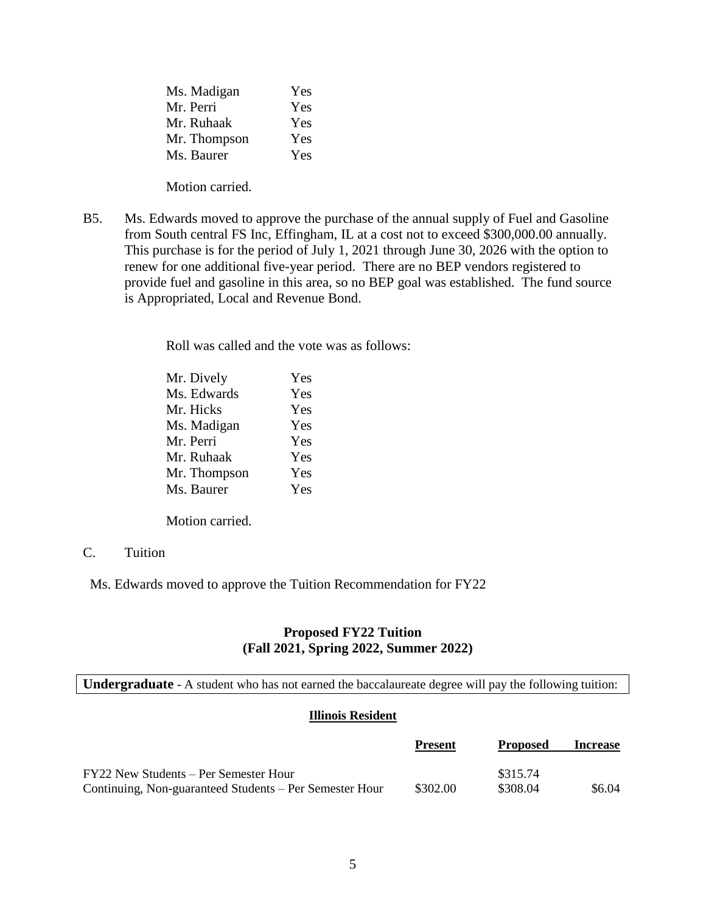| | |
|---|---|
| Ms. Madigan | Yes |
| Mr. Perri | Yes |
| Mr. Ruhaak | Yes |
| Mr. Thompson | Yes |
| Ms. Baurer | Yes |

Motion carried.

B5. Ms. Edwards moved to approve the purchase of the annual supply of Fuel and Gasoline from South central FS Inc, Effingham, IL at a cost not to exceed $300,000.00 annually. This purchase is for the period of July 1, 2021 through June 30, 2026 with the option to renew for one additional five-year period. There are no BEP vendors registered to provide fuel and gasoline in this area, so no BEP goal was established. The fund source is Appropriated, Local and Revenue Bond.

Roll was called and the vote was as follows:

| | |
|---|---|
| Mr. Dively | Yes |
| Ms. Edwards | Yes |
| Mr. Hicks | Yes |
| Ms. Madigan | Yes |
| Mr. Perri | Yes |
| Mr. Ruhaak | Yes |
| Mr. Thompson | Yes |
| Ms. Baurer | Yes |

Motion carried.

C. Tuition

Ms. Edwards moved to approve the Tuition Recommendation for FY22

**Proposed FY22 Tuition**
**(Fall 2021, Spring 2022, Summer 2022)**

**Undergraduate** - A student who has not earned the baccalaureate degree will pay the following tuition:

**Illinois Resident**

| | **Present** | **Proposed** | **Increase** |
|---|---|---|---|
| FY22 New Students – Per Semester Hour | | $315.74 | |
| Continuing, Non-guaranteed Students – Per Semester Hour | $302.00 | $308.04 | $6.04 |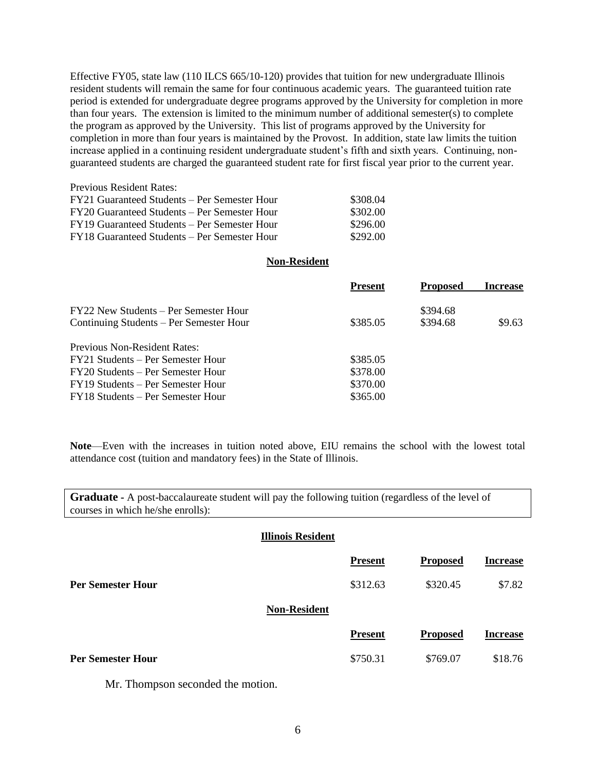Effective FY05, state law (110 ILCS 665/10-120) provides that tuition for new undergraduate Illinois resident students will remain the same for four continuous academic years. The guaranteed tuition rate period is extended for undergraduate degree programs approved by the University for completion in more than four years. The extension is limited to the minimum number of additional semester(s) to complete the program as approved by the University. This list of programs approved by the University for completion in more than four years is maintained by the Provost. In addition, state law limits the tuition increase applied in a continuing resident undergraduate student's fifth and sixth years. Continuing, non-guaranteed students are charged the guaranteed student rate for first fiscal year prior to the current year.

| | |
|---|---|
| Previous Resident Rates: | |
| FY21 Guaranteed Students – Per Semester Hour | \$308.04 |
| FY20 Guaranteed Students – Per Semester Hour | \$302.00 |
| FY19 Guaranteed Students – Per Semester Hour | \$296.00 |
| FY18 Guaranteed Students – Per Semester Hour | \$292.00 |

**Non-Resident**

| | Present | Proposed | Increase |
|---|---|---|---|
| FY22 New Students – Per Semester Hour | | \$394.68 | |
| Continuing Students – Per Semester Hour | \$385.05 | \$394.68 | \$9.63 |
| Previous Non-Resident Rates: | | | |
| FY21 Students – Per Semester Hour | \$385.05 | | |
| FY20 Students – Per Semester Hour | \$378.00 | | |
| FY19 Students – Per Semester Hour | \$370.00 | | |
| FY18 Students – Per Semester Hour | \$365.00 | | |

**Note**—Even with the increases in tuition noted above, EIU remains the school with the lowest total attendance cost (tuition and mandatory fees) in the State of Illinois.

**Graduate -** A post-baccalaureate student will pay the following tuition (regardless of the level of courses in which he/she enrolls):

**Illinois Resident**

| | Present | Proposed | Increase |
|---|---|---|---|
| **Per Semester Hour** | \$312.63 | \$320.45 | \$7.82 |

**Non-Resident**

| | Present | Proposed | Increase |
|---|---|---|---|
| **Per Semester Hour** | \$750.31 | \$769.07 | \$18.76 |

Mr. Thompson seconded the motion.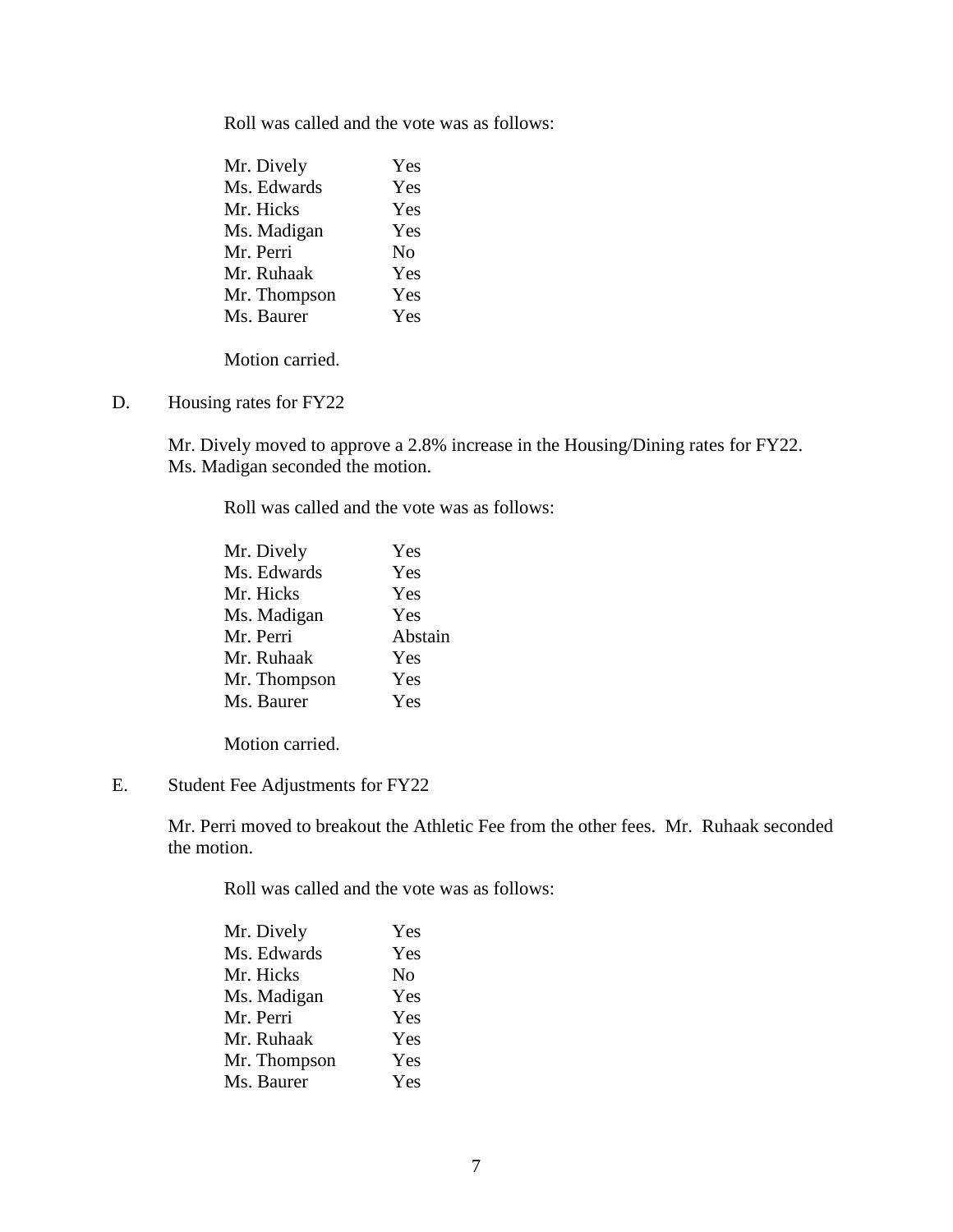Roll was called and the vote was as follows:

| | |
|---|---|
| Mr. Dively | Yes |
| Ms. Edwards | Yes |
| Mr. Hicks | Yes |
| Ms. Madigan | Yes |
| Mr. Perri | No |
| Mr. Ruhaak | Yes |
| Mr. Thompson | Yes |
| Ms. Baurer | Yes |

Motion carried.

D. Housing rates for FY22

Mr. Dively moved to approve a 2.8% increase in the Housing/Dining rates for FY22. Ms. Madigan seconded the motion.

Roll was called and the vote was as follows:

| | |
|---|---|
| Mr. Dively | Yes |
| Ms. Edwards | Yes |
| Mr. Hicks | Yes |
| Ms. Madigan | Yes |
| Mr. Perri | Abstain |
| Mr. Ruhaak | Yes |
| Mr. Thompson | Yes |
| Ms. Baurer | Yes |

Motion carried.

E. Student Fee Adjustments for FY22

Mr. Perri moved to breakout the Athletic Fee from the other fees. Mr. Ruhaak seconded the motion.

Roll was called and the vote was as follows:

| | |
|---|---|
| Mr. Dively | Yes |
| Ms. Edwards | Yes |
| Mr. Hicks | No |
| Ms. Madigan | Yes |
| Mr. Perri | Yes |
| Mr. Ruhaak | Yes |
| Mr. Thompson | Yes |
| Ms. Baurer | Yes |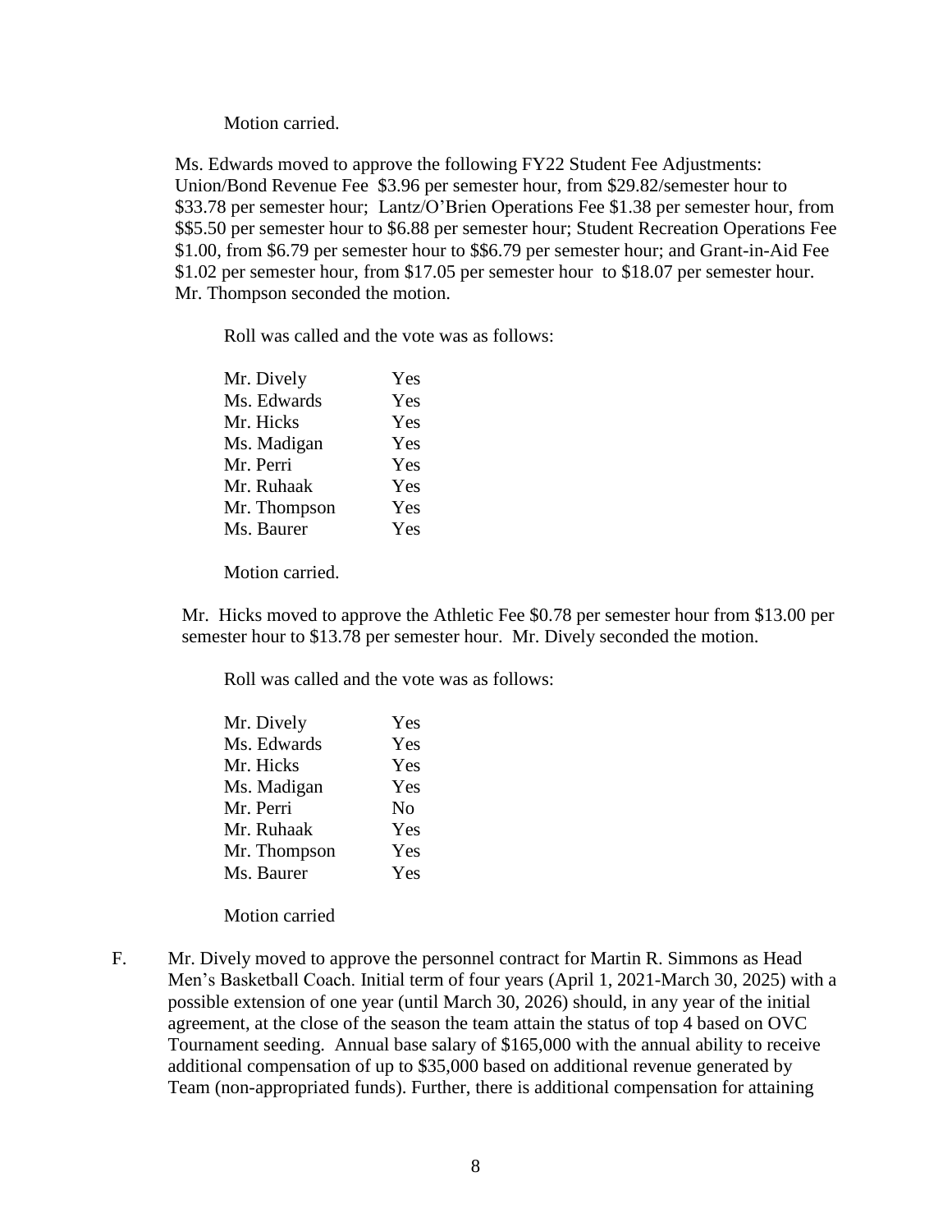Motion carried.

Ms. Edwards moved to approve the following FY22 Student Fee Adjustments: Union/Bond Revenue Fee $3.96 per semester hour, from $29.82/semester hour to $33.78 per semester hour; Lantz/O'Brien Operations Fee $1.38 per semester hour, from $$5.50 per semester hour to $6.88 per semester hour; Student Recreation Operations Fee $1.00, from $6.79 per semester hour to $$6.79 per semester hour; and Grant-in-Aid Fee $1.02 per semester hour, from $17.05 per semester hour to $18.07 per semester hour. Mr. Thompson seconded the motion.

Roll was called and the vote was as follows:

| | |
|---|---|
| Mr. Dively | Yes |
| Ms. Edwards | Yes |
| Mr. Hicks | Yes |
| Ms. Madigan | Yes |
| Mr. Perri | Yes |
| Mr. Ruhaak | Yes |
| Mr. Thompson | Yes |
| Ms. Baurer | Yes |

Motion carried.

Mr. Hicks moved to approve the Athletic Fee $0.78 per semester hour from $13.00 per semester hour to $13.78 per semester hour. Mr. Dively seconded the motion.

Roll was called and the vote was as follows:

| | |
|---|---|
| Mr. Dively | Yes |
| Ms. Edwards | Yes |
| Mr. Hicks | Yes |
| Ms. Madigan | Yes |
| Mr. Perri | No |
| Mr. Ruhaak | Yes |
| Mr. Thompson | Yes |
| Ms. Baurer | Yes |

Motion carried

F. Mr. Dively moved to approve the personnel contract for Martin R. Simmons as Head Men's Basketball Coach. Initial term of four years (April 1, 2021-March 30, 2025) with a possible extension of one year (until March 30, 2026) should, in any year of the initial agreement, at the close of the season the team attain the status of top 4 based on OVC Tournament seeding. Annual base salary of $165,000 with the annual ability to receive additional compensation of up to $35,000 based on additional revenue generated by Team (non-appropriated funds). Further, there is additional compensation for attaining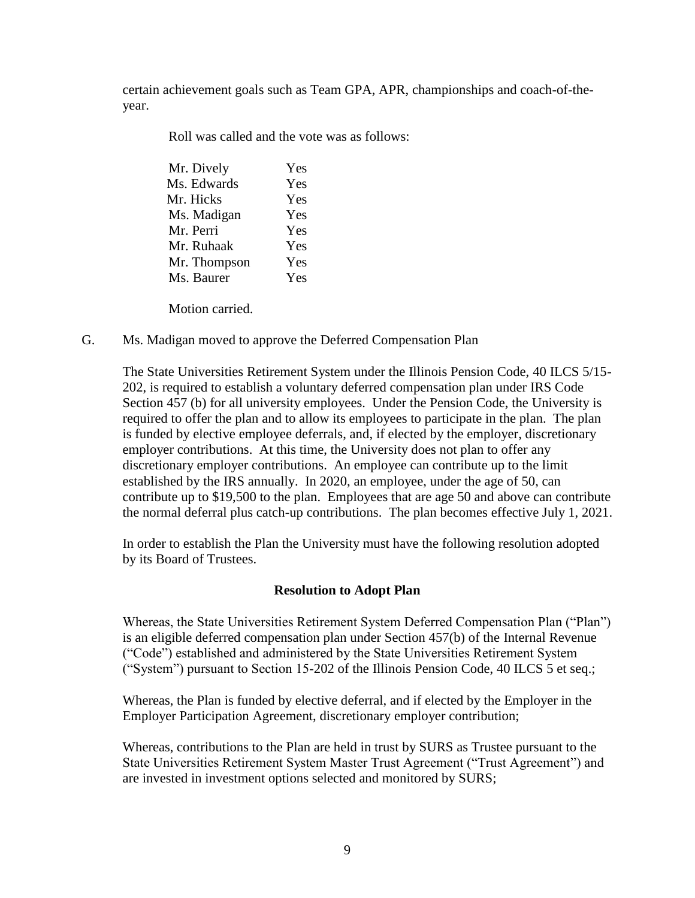certain achievement goals such as Team GPA, APR, championships and coach-of-the-year.

Roll was called and the vote was as follows:

| | |
|---|---|
| Mr. Dively | Yes |
| Ms. Edwards | Yes |
| Mr. Hicks | Yes |
| Ms. Madigan | Yes |
| Mr. Perri | Yes |
| Mr. Ruhaak | Yes |
| Mr. Thompson | Yes |
| Ms. Baurer | Yes |

Motion carried.

G. Ms. Madigan moved to approve the Deferred Compensation Plan

The State Universities Retirement System under the Illinois Pension Code, 40 ILCS 5/15-202, is required to establish a voluntary deferred compensation plan under IRS Code Section 457 (b) for all university employees. Under the Pension Code, the University is required to offer the plan and to allow its employees to participate in the plan. The plan is funded by elective employee deferrals, and, if elected by the employer, discretionary employer contributions. At this time, the University does not plan to offer any discretionary employer contributions. An employee can contribute up to the limit established by the IRS annually. In 2020, an employee, under the age of 50, can contribute up to $19,500 to the plan. Employees that are age 50 and above can contribute the normal deferral plus catch-up contributions. The plan becomes effective July 1, 2021.

In order to establish the Plan the University must have the following resolution adopted by its Board of Trustees.

**Resolution to Adopt Plan**

Whereas, the State Universities Retirement System Deferred Compensation Plan ("Plan") is an eligible deferred compensation plan under Section 457(b) of the Internal Revenue ("Code") established and administered by the State Universities Retirement System ("System") pursuant to Section 15-202 of the Illinois Pension Code, 40 ILCS 5 et seq.;

Whereas, the Plan is funded by elective deferral, and if elected by the Employer in the Employer Participation Agreement, discretionary employer contribution;

Whereas, contributions to the Plan are held in trust by SURS as Trustee pursuant to the State Universities Retirement System Master Trust Agreement ("Trust Agreement") and are invested in investment options selected and monitored by SURS;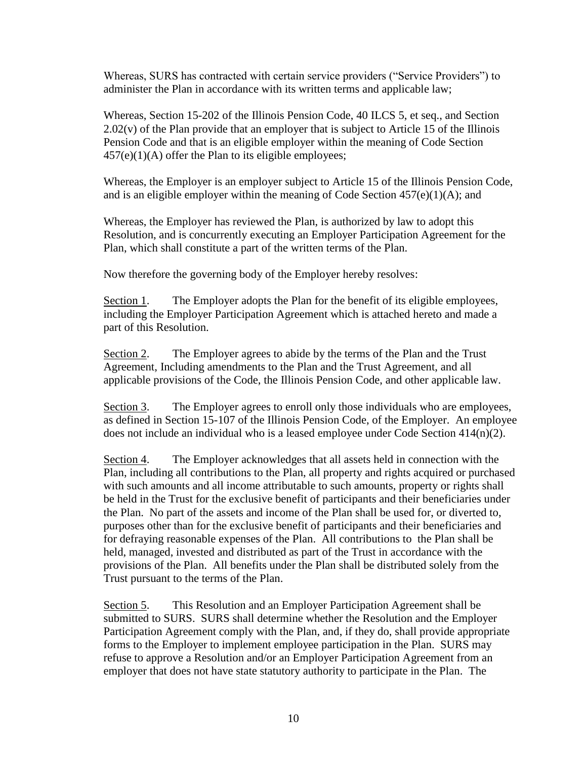Whereas, SURS has contracted with certain service providers ("Service Providers") to administer the Plan in accordance with its written terms and applicable law;

Whereas, Section 15-202 of the Illinois Pension Code, 40 ILCS 5, et seq., and Section 2.02(v) of the Plan provide that an employer that is subject to Article 15 of the Illinois Pension Code and that is an eligible employer within the meaning of Code Section 457(e)(1)(A) offer the Plan to its eligible employees;

Whereas, the Employer is an employer subject to Article 15 of the Illinois Pension Code, and is an eligible employer within the meaning of Code Section 457(e)(1)(A); and

Whereas, the Employer has reviewed the Plan, is authorized by law to adopt this Resolution, and is concurrently executing an Employer Participation Agreement for the Plan, which shall constitute a part of the written terms of the Plan.

Now therefore the governing body of the Employer hereby resolves:

Section 1. The Employer adopts the Plan for the benefit of its eligible employees, including the Employer Participation Agreement which is attached hereto and made a part of this Resolution.

Section 2. The Employer agrees to abide by the terms of the Plan and the Trust Agreement, Including amendments to the Plan and the Trust Agreement, and all applicable provisions of the Code, the Illinois Pension Code, and other applicable law.

Section 3. The Employer agrees to enroll only those individuals who are employees, as defined in Section 15-107 of the Illinois Pension Code, of the Employer. An employee does not include an individual who is a leased employee under Code Section 414(n)(2).

Section 4. The Employer acknowledges that all assets held in connection with the Plan, including all contributions to the Plan, all property and rights acquired or purchased with such amounts and all income attributable to such amounts, property or rights shall be held in the Trust for the exclusive benefit of participants and their beneficiaries under the Plan. No part of the assets and income of the Plan shall be used for, or diverted to, purposes other than for the exclusive benefit of participants and their beneficiaries and for defraying reasonable expenses of the Plan. All contributions to the Plan shall be held, managed, invested and distributed as part of the Trust in accordance with the provisions of the Plan. All benefits under the Plan shall be distributed solely from the Trust pursuant to the terms of the Plan.

Section 5. This Resolution and an Employer Participation Agreement shall be submitted to SURS. SURS shall determine whether the Resolution and the Employer Participation Agreement comply with the Plan, and, if they do, shall provide appropriate forms to the Employer to implement employee participation in the Plan. SURS may refuse to approve a Resolution and/or an Employer Participation Agreement from an employer that does not have state statutory authority to participate in the Plan. The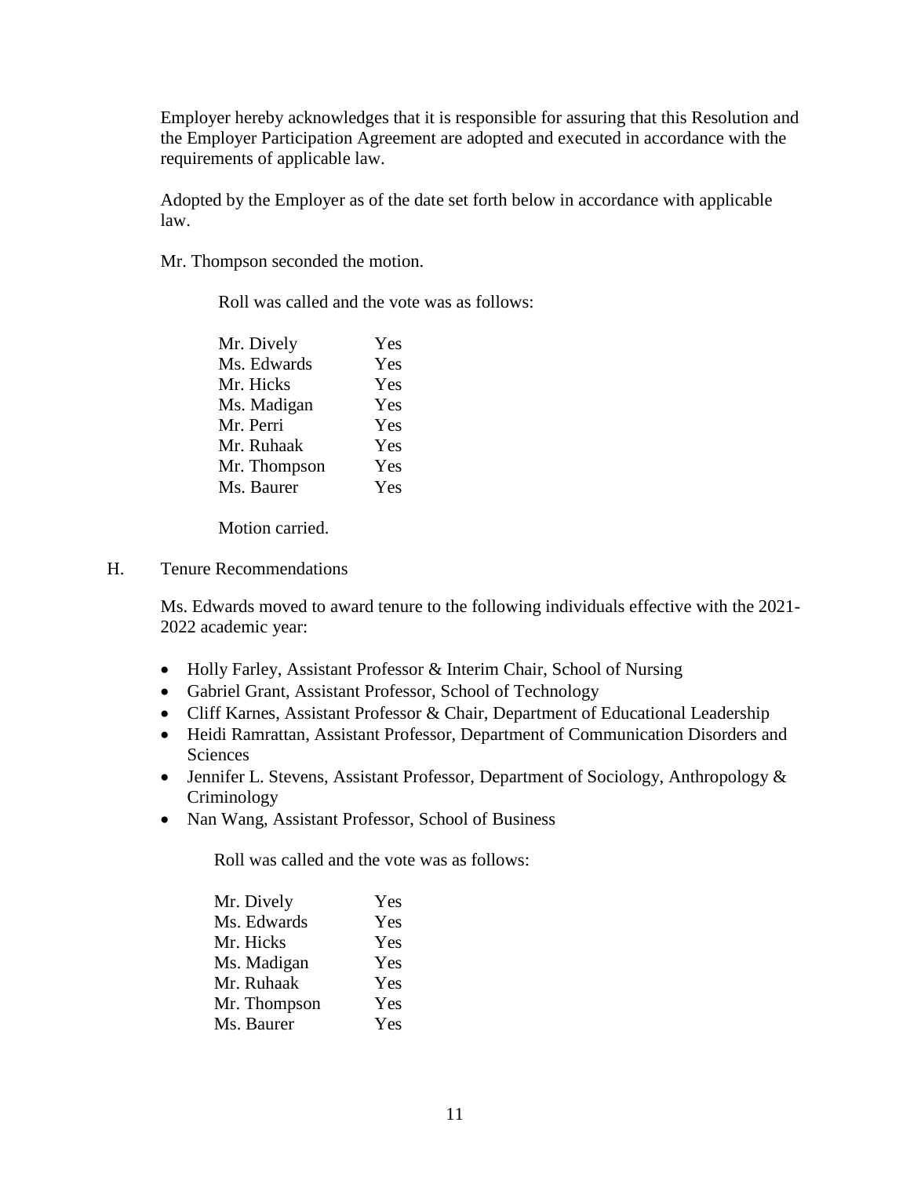Employer hereby acknowledges that it is responsible for assuring that this Resolution and the Employer Participation Agreement are adopted and executed in accordance with the requirements of applicable law.

Adopted by the Employer as of the date set forth below in accordance with applicable law.

Mr. Thompson seconded the motion.

Roll was called and the vote was as follows:

| | |
|---|---|
| Mr. Dively | Yes |
| Ms. Edwards | Yes |
| Mr. Hicks | Yes |
| Ms. Madigan | Yes |
| Mr. Perri | Yes |
| Mr. Ruhaak | Yes |
| Mr. Thompson | Yes |
| Ms. Baurer | Yes |

Motion carried.

H. Tenure Recommendations

Ms. Edwards moved to award tenure to the following individuals effective with the 2021-2022 academic year:

- Holly Farley, Assistant Professor & Interim Chair, School of Nursing
- Gabriel Grant, Assistant Professor, School of Technology
- Cliff Karnes, Assistant Professor & Chair, Department of Educational Leadership
- Heidi Ramrattan, Assistant Professor, Department of Communication Disorders and Sciences
- Jennifer L. Stevens, Assistant Professor, Department of Sociology, Anthropology & Criminology
- Nan Wang, Assistant Professor, School of Business

Roll was called and the vote was as follows:

| | |
|---|---|
| Mr. Dively | Yes |
| Ms. Edwards | Yes |
| Mr. Hicks | Yes |
| Ms. Madigan | Yes |
| Mr. Ruhaak | Yes |
| Mr. Thompson | Yes |
| Ms. Baurer | Yes |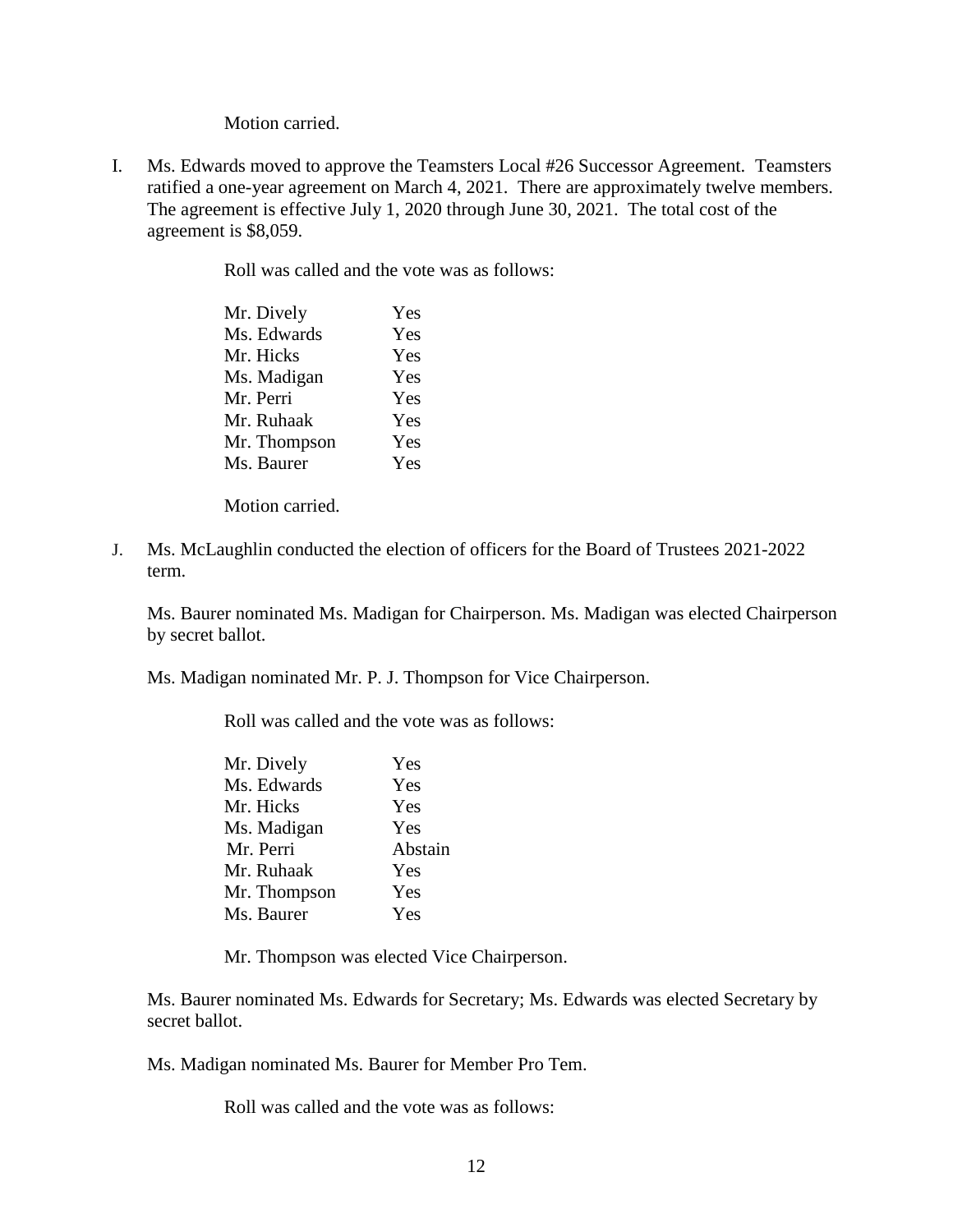Motion carried.

I. Ms. Edwards moved to approve the Teamsters Local #26 Successor Agreement. Teamsters ratified a one-year agreement on March 4, 2021. There are approximately twelve members. The agreement is effective July 1, 2020 through June 30, 2021. The total cost of the agreement is $8,059.

Roll was called and the vote was as follows:

| | |
|---|---|
| Mr. Dively | Yes |
| Ms. Edwards | Yes |
| Mr. Hicks | Yes |
| Ms. Madigan | Yes |
| Mr. Perri | Yes |
| Mr. Ruhaak | Yes |
| Mr. Thompson | Yes |
| Ms. Baurer | Yes |

Motion carried.

J. Ms. McLaughlin conducted the election of officers for the Board of Trustees 2021-2022 term.

Ms. Baurer nominated Ms. Madigan for Chairperson. Ms. Madigan was elected Chairperson by secret ballot.

Ms. Madigan nominated Mr. P. J. Thompson for Vice Chairperson.

Roll was called and the vote was as follows:

| | |
|---|---|
| Mr. Dively | Yes |
| Ms. Edwards | Yes |
| Mr. Hicks | Yes |
| Ms. Madigan | Yes |
| Mr. Perri | Abstain |
| Mr. Ruhaak | Yes |
| Mr. Thompson | Yes |
| Ms. Baurer | Yes |

Mr. Thompson was elected Vice Chairperson.

Ms. Baurer nominated Ms. Edwards for Secretary; Ms. Edwards was elected Secretary by secret ballot.

Ms. Madigan nominated Ms. Baurer for Member Pro Tem.

Roll was called and the vote was as follows: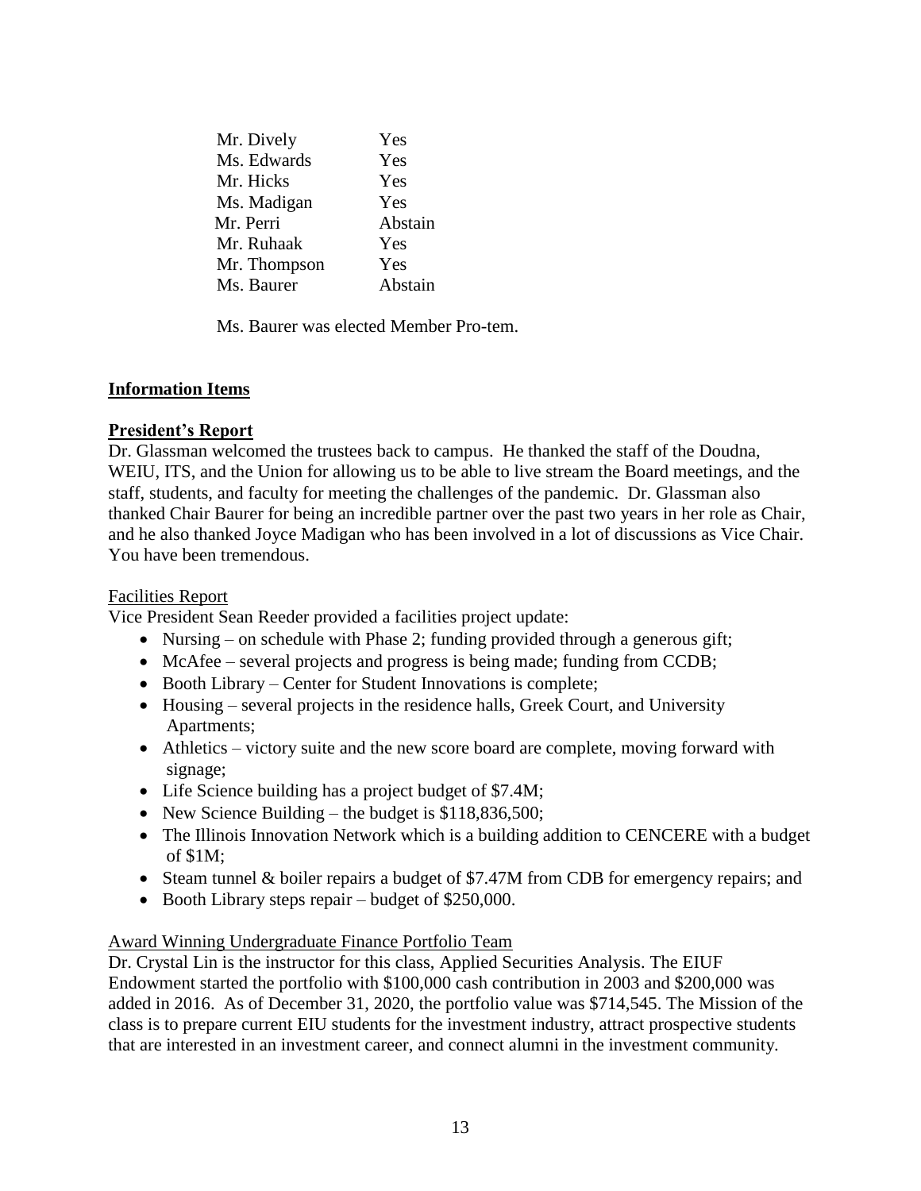| | |
|---|---|
| Mr. Dively | Yes |
| Ms. Edwards | Yes |
| Mr. Hicks | Yes |
| Ms. Madigan | Yes |
| Mr. Perri | Abstain |
| Mr. Ruhaak | Yes |
| Mr. Thompson | Yes |
| Ms. Baurer | Abstain |

Ms. Baurer was elected Member Pro-tem.

## Information Items

### President's Report

Dr. Glassman welcomed the trustees back to campus. He thanked the staff of the Doudna, WEIU, ITS, and the Union for allowing us to be able to live stream the Board meetings, and the staff, students, and faculty for meeting the challenges of the pandemic. Dr. Glassman also thanked Chair Baurer for being an incredible partner over the past two years in her role as Chair, and he also thanked Joyce Madigan who has been involved in a lot of discussions as Vice Chair. You have been tremendous.

#### Facilities Report

Vice President Sean Reeder provided a facilities project update:

- Nursing – on schedule with Phase 2; funding provided through a generous gift;
- McAfee – several projects and progress is being made; funding from CCDB;
- Booth Library – Center for Student Innovations is complete;
- Housing – several projects in the residence halls, Greek Court, and University Apartments;
- Athletics – victory suite and the new score board are complete, moving forward with signage;
- Life Science building has a project budget of $7.4M;
- New Science Building – the budget is $118,836,500;
- The Illinois Innovation Network which is a building addition to CENCERE with a budget of $1M;
- Steam tunnel & boiler repairs a budget of $7.47M from CDB for emergency repairs; and
- Booth Library steps repair – budget of $250,000.

#### Award Winning Undergraduate Finance Portfolio Team

Dr. Crystal Lin is the instructor for this class, Applied Securities Analysis. The EIUF Endowment started the portfolio with $100,000 cash contribution in 2003 and $200,000 was added in 2016. As of December 31, 2020, the portfolio value was $714,545. The Mission of the class is to prepare current EIU students for the investment industry, attract prospective students that are interested in an investment career, and connect alumni in the investment community.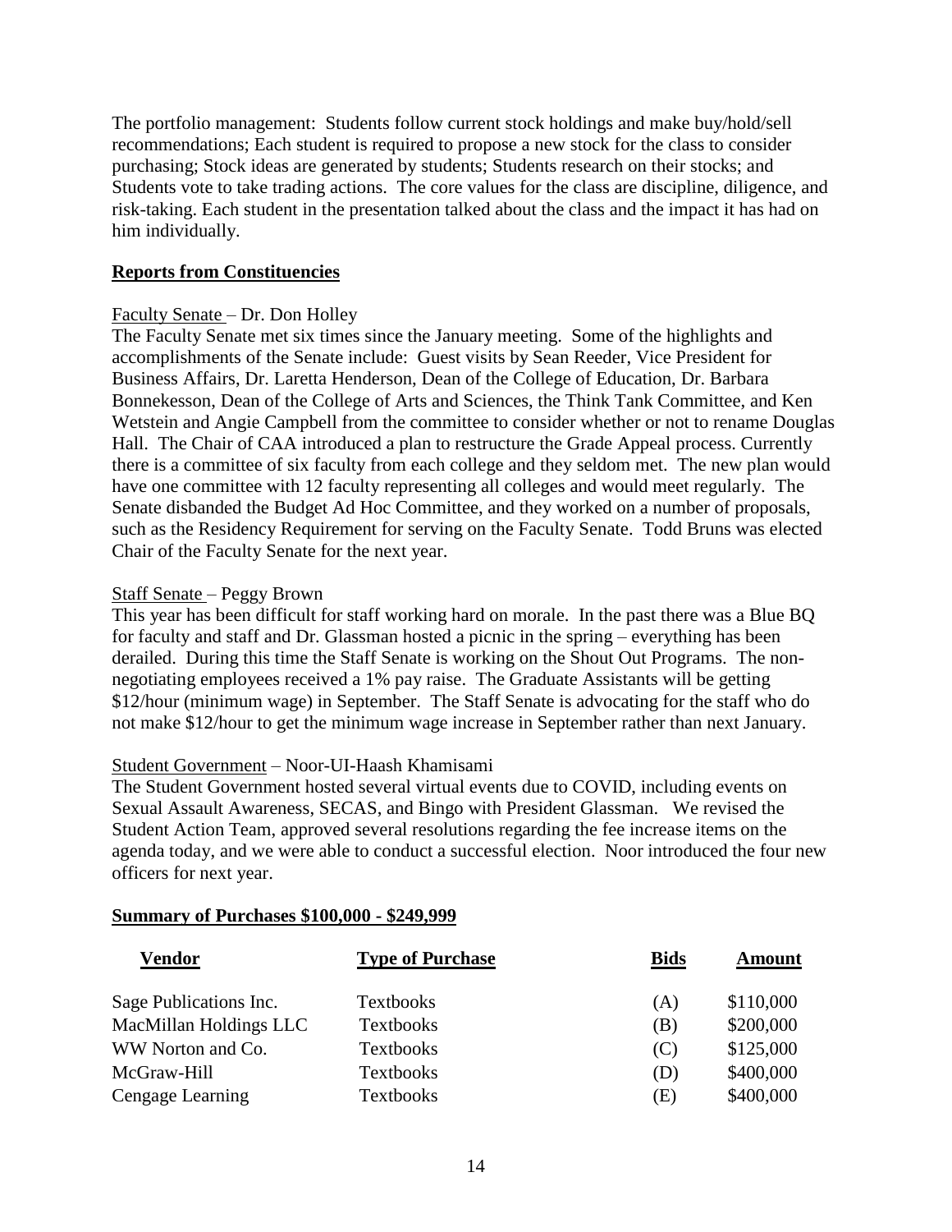The portfolio management: Students follow current stock holdings and make buy/hold/sell recommendations; Each student is required to propose a new stock for the class to consider purchasing; Stock ideas are generated by students; Students research on their stocks; and Students vote to take trading actions. The core values for the class are discipline, diligence, and risk-taking. Each student in the presentation talked about the class and the impact it has had on him individually.

**Reports from Constituencies**

Faculty Senate – Dr. Don Holley

The Faculty Senate met six times since the January meeting. Some of the highlights and accomplishments of the Senate include: Guest visits by Sean Reeder, Vice President for Business Affairs, Dr. Laretta Henderson, Dean of the College of Education, Dr. Barbara Bonnekesson, Dean of the College of Arts and Sciences, the Think Tank Committee, and Ken Wetstein and Angie Campbell from the committee to consider whether or not to rename Douglas Hall. The Chair of CAA introduced a plan to restructure the Grade Appeal process. Currently there is a committee of six faculty from each college and they seldom met. The new plan would have one committee with 12 faculty representing all colleges and would meet regularly. The Senate disbanded the Budget Ad Hoc Committee, and they worked on a number of proposals, such as the Residency Requirement for serving on the Faculty Senate. Todd Bruns was elected Chair of the Faculty Senate for the next year.

Staff Senate – Peggy Brown

This year has been difficult for staff working hard on morale. In the past there was a Blue BQ for faculty and staff and Dr. Glassman hosted a picnic in the spring – everything has been derailed. During this time the Staff Senate is working on the Shout Out Programs. The non-negotiating employees received a 1% pay raise. The Graduate Assistants will be getting $12/hour (minimum wage) in September. The Staff Senate is advocating for the staff who do not make $12/hour to get the minimum wage increase in September rather than next January.

Student Government – Noor-UI-Haash Khamisami

The Student Government hosted several virtual events due to COVID, including events on Sexual Assault Awareness, SECAS, and Bingo with President Glassman. We revised the Student Action Team, approved several resolutions regarding the fee increase items on the agenda today, and we were able to conduct a successful election. Noor introduced the four new officers for next year.

**Summary of Purchases $100,000 - $249,999**

| Vendor | Type of Purchase | Bids | Amount |
|---|---|---|---|
| Sage Publications Inc. | Textbooks | (A) | $110,000 |
| MacMillan Holdings LLC | Textbooks | (B) | $200,000 |
| WW Norton and Co. | Textbooks | (C) | $125,000 |
| McGraw-Hill | Textbooks | (D) | $400,000 |
| Cengage Learning | Textbooks | (E) | $400,000 |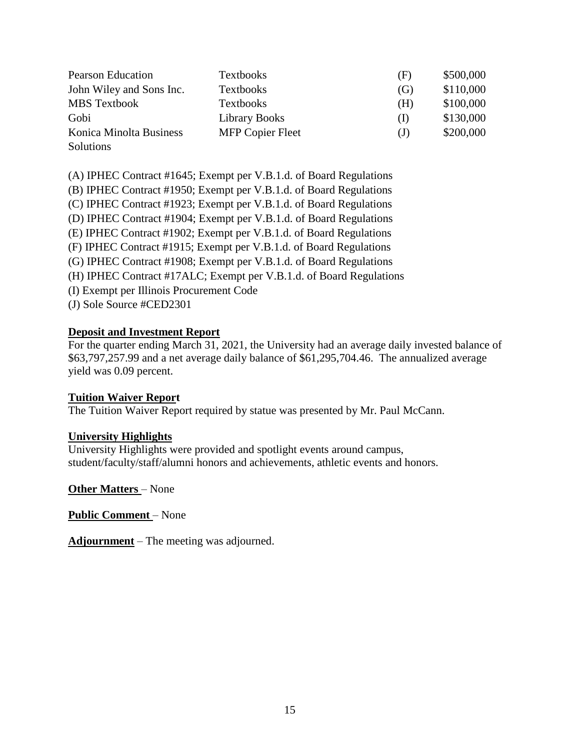| | | | |
|---|---|---|---|
| Pearson Education | Textbooks | (F) | \$500,000 |
| John Wiley and Sons Inc. | Textbooks | (G) | \$110,000 |
| MBS Textbook | Textbooks | (H) | \$100,000 |
| Gobi | Library Books | (I) | \$130,000 |
| Konica Minolta Business Solutions | MFP Copier Fleet | (J) | \$200,000 |

(A) IPHEC Contract #1645; Exempt per V.B.1.d. of Board Regulations
(B) IPHEC Contract #1950; Exempt per V.B.1.d. of Board Regulations
(C) IPHEC Contract #1923; Exempt per V.B.1.d. of Board Regulations
(D) IPHEC Contract #1904; Exempt per V.B.1.d. of Board Regulations
(E) IPHEC Contract #1902; Exempt per V.B.1.d. of Board Regulations
(F) IPHEC Contract #1915; Exempt per V.B.1.d. of Board Regulations
(G) IPHEC Contract #1908; Exempt per V.B.1.d. of Board Regulations
(H) IPHEC Contract #17ALC; Exempt per V.B.1.d. of Board Regulations
(I) Exempt per Illinois Procurement Code
(J) Sole Source #CED2301

**Deposit and Investment Report**
For the quarter ending March 31, 2021, the University had an average daily invested balance of \$63,797,257.99 and a net average daily balance of \$61,295,704.46. The annualized average yield was 0.09 percent.

**Tuition Waiver Report**
The Tuition Waiver Report required by statue was presented by Mr. Paul McCann.

**University Highlights**
University Highlights were provided and spotlight events around campus, student/faculty/staff/alumni honors and achievements, athletic events and honors.

**Other Matters** – None

**Public Comment** – None

**Adjournment** – The meeting was adjourned.